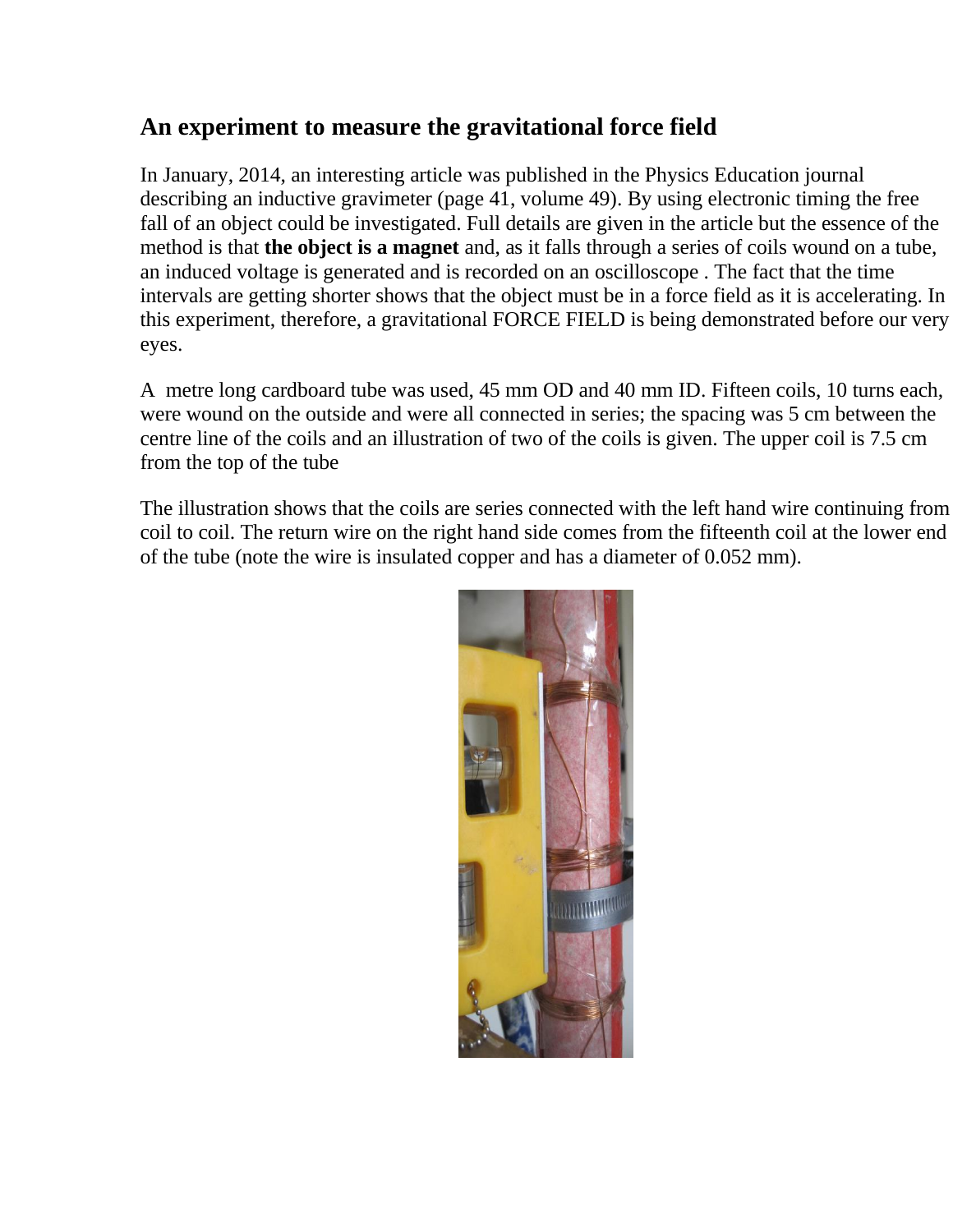## An experiment to measure the gravitational force field

In January, 2014, an interesting article was published in the Physics Education journal describing an inductive gravimeter (page 41, volume 49). By using electronic timing the free fall of an object could be investigated. Full details are given in the article but the essence of the method is that **the object is a magnet** and, as it falls through a series of coils wound on a tube, an induced voltage is generated and is recorded on an oscilloscope . The fact that the time intervals are getting shorter shows that the object must be in a force field as it is accelerating. In this experiment, therefore, a gravitational FORCE FIELD is being demonstrated before our very eyes.

A metre long cardboard tube was used, 45 mm OD and 40 mm ID. Fifteen coils, 10 turns each, were wound on the outside and were all connected in series; the spacing was 5 cm between the centre line of the coils and an illustration of two of the coils is given. The upper coil is 7.5 cm from the top of the tube

The illustration shows that the coils are series connected with the left hand wire continuing from coil to coil. The return wire on the right hand side comes from the fifteenth coil at the lower end of the tube (note the wire is insulated copper and has a diameter of 0.052 mm).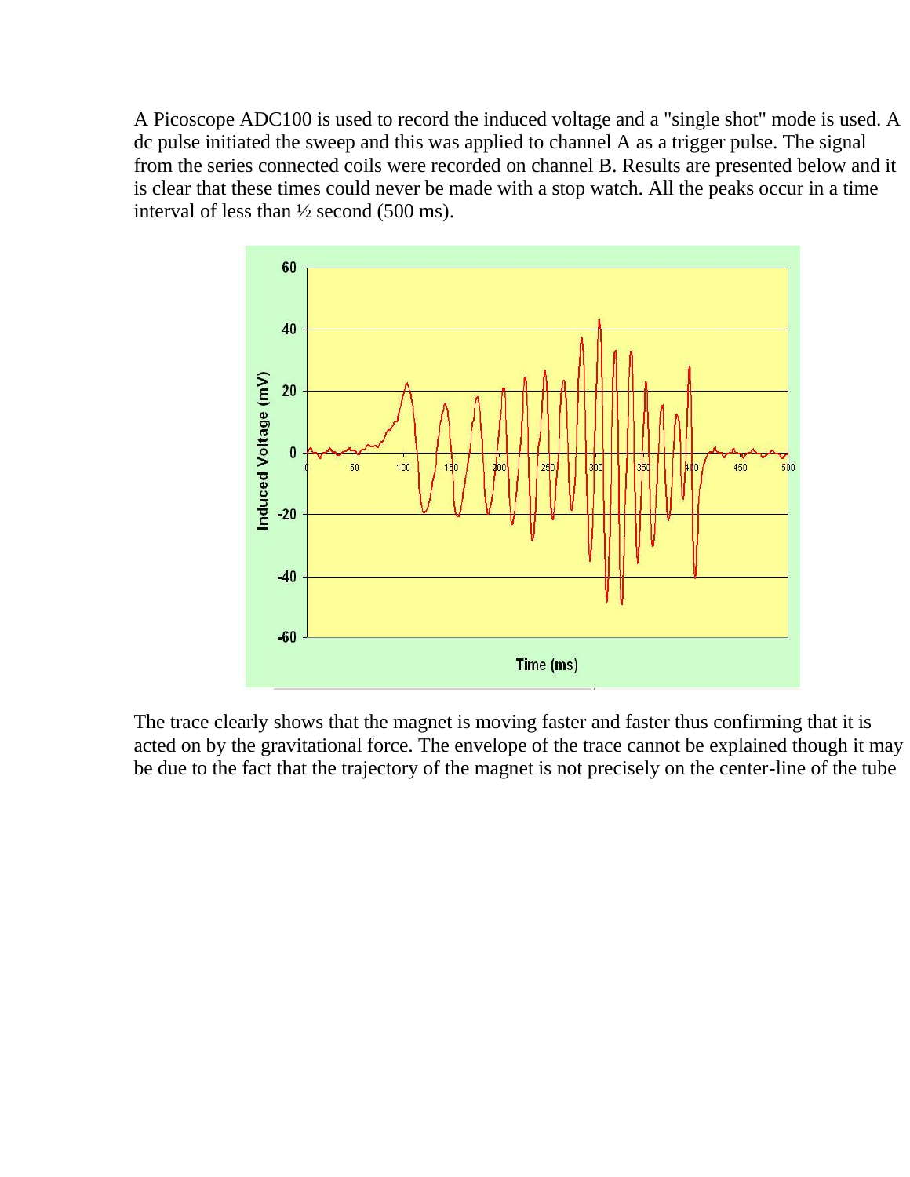A Picoscope ADC100 is used to record the induced voltage and a "single shot" mode is used. A dc pulse initiated the sweep and this was applied to channel A as a trigger pulse. The signal from the series connected coils were recorded on channel B. Results are presented below and it is clear that these times could never be made with a stop watch. All the peaks occur in a time interval of less than ½ second (500 ms).

The trace clearly shows that the magnet is moving faster and faster thus confirming that it is acted on by the gravitational force. The envelope of the trace cannot be explained though it may be due to the fact that the trajectory of the magnet is not precisely on the center-line of the tube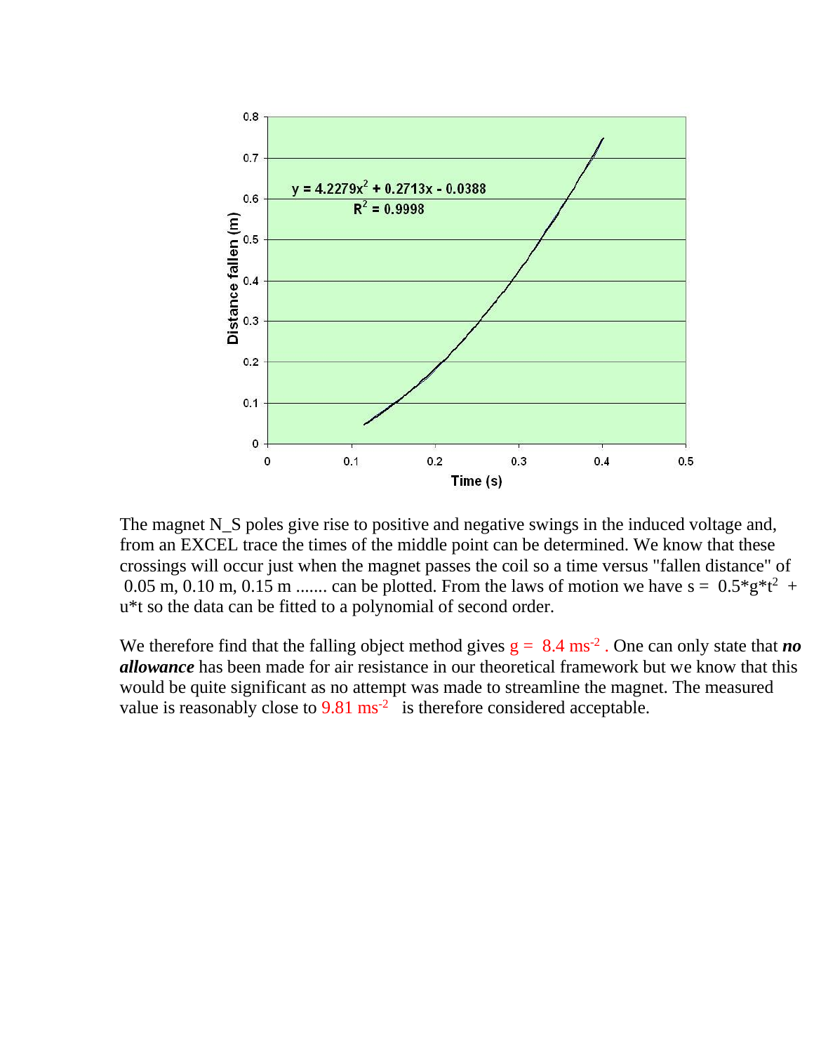0.8
0.7
0.6
0.5
0.4
0.3
0.2
0.1
0

$y = 4.2279x^2 + 0.2713x - 0.0388$

$R^2 = 0.9998$

Distance fallen (m)

0 0.1 0.2 0.3 0.4 0.5

Time (s)

The magnet N_S poles give rise to positive and negative swings in the induced voltage and, from an EXCEL trace the times of the middle point can be determined. We know that these crossings will occur just when the magnet passes the coil so a time versus "fallen distance" of 0.05 m, 0.10 m, 0.15 m ....... can be plotted. From the laws of motion we have $s = 0.5*g*t^2 + u*t$ so the data can be fitted to a polynomial of second order.

We therefore find that the falling object method gives $g = 8.4\ ms^{-2}$ . One can only state that ***no allowance*** has been made for air resistance in our theoretical framework but we know that this would be quite significant as no attempt was made to streamline the magnet. The measured value is reasonably close to $9.81\ ms^{-2}$ is therefore considered acceptable.